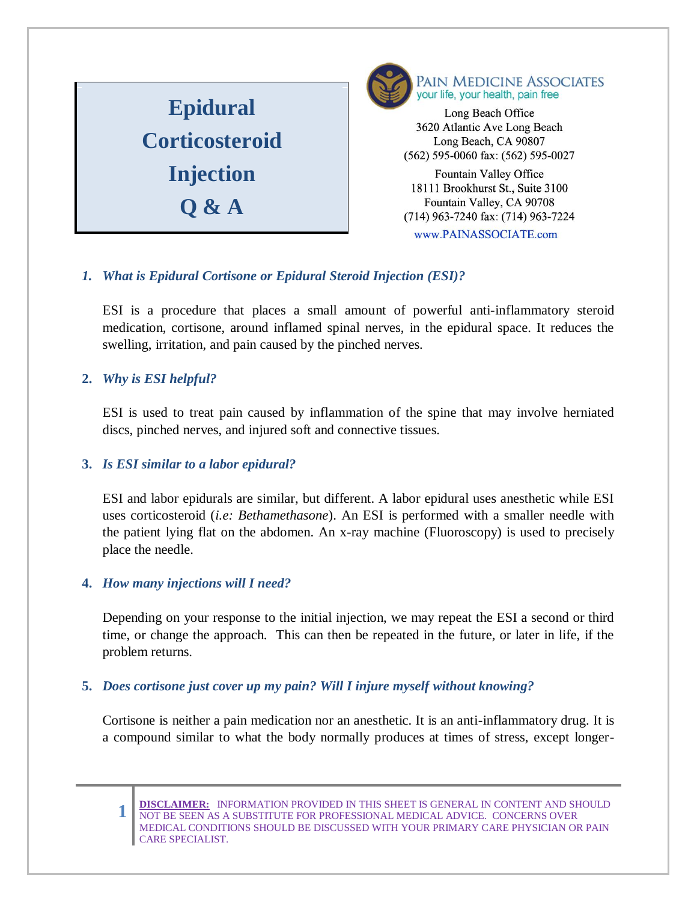# Epidural Corticosteroid Injection Q & A

**PAIN MEDICINE ASSOCIATES**
your life, your health, pain free

Long Beach Office
3620 Atlantic Ave Long Beach
Long Beach, CA 90807
(562) 595-0060 fax: (562) 595-0027

Fountain Valley Office
18111 Brookhurst St., Suite 3100
Fountain Valley, CA 90708
(714) 963-7240 fax: (714) 963-7224

www.PAINASSOCIATE.com

1. ***What is Epidural Cortisone or Epidural Steroid Injection (ESI)?***

   ESI is a procedure that places a small amount of powerful anti-inflammatory steroid medication, cortisone, around inflamed spinal nerves, in the epidural space. It reduces the swelling, irritation, and pain caused by the pinched nerves.

2. ***Why is ESI helpful?***

   ESI is used to treat pain caused by inflammation of the spine that may involve herniated discs, pinched nerves, and injured soft and connective tissues.

3. ***Is ESI similar to a labor epidural?***

   ESI and labor epidurals are similar, but different. A labor epidural uses anesthetic while ESI uses corticosteroid (*i.e: Bethamethasone*). An ESI is performed with a smaller needle with the patient lying flat on the abdomen. An x-ray machine (Fluoroscopy) is used to precisely place the needle.

4. ***How many injections will I need?***

   Depending on your response to the initial injection, we may repeat the ESI a second or third time, or change the approach. This can then be repeated in the future, or later in life, if the problem returns.

5. ***Does cortisone just cover up my pain? Will I injure myself without knowing?***

   Cortisone is neither a pain medication nor an anesthetic. It is an anti-inflammatory drug. It is a compound similar to what the body normally produces at times of stress, except longer-

**DISCLAIMER:** INFORMATION PROVIDED IN THIS SHEET IS GENERAL IN CONTENT AND SHOULD NOT BE SEEN AS A SUBSTITUTE FOR PROFESSIONAL MEDICAL ADVICE. CONCERNS OVER MEDICAL CONDITIONS SHOULD BE DISCUSSED WITH YOUR PRIMARY CARE PHYSICIAN OR PAIN CARE SPECIALIST.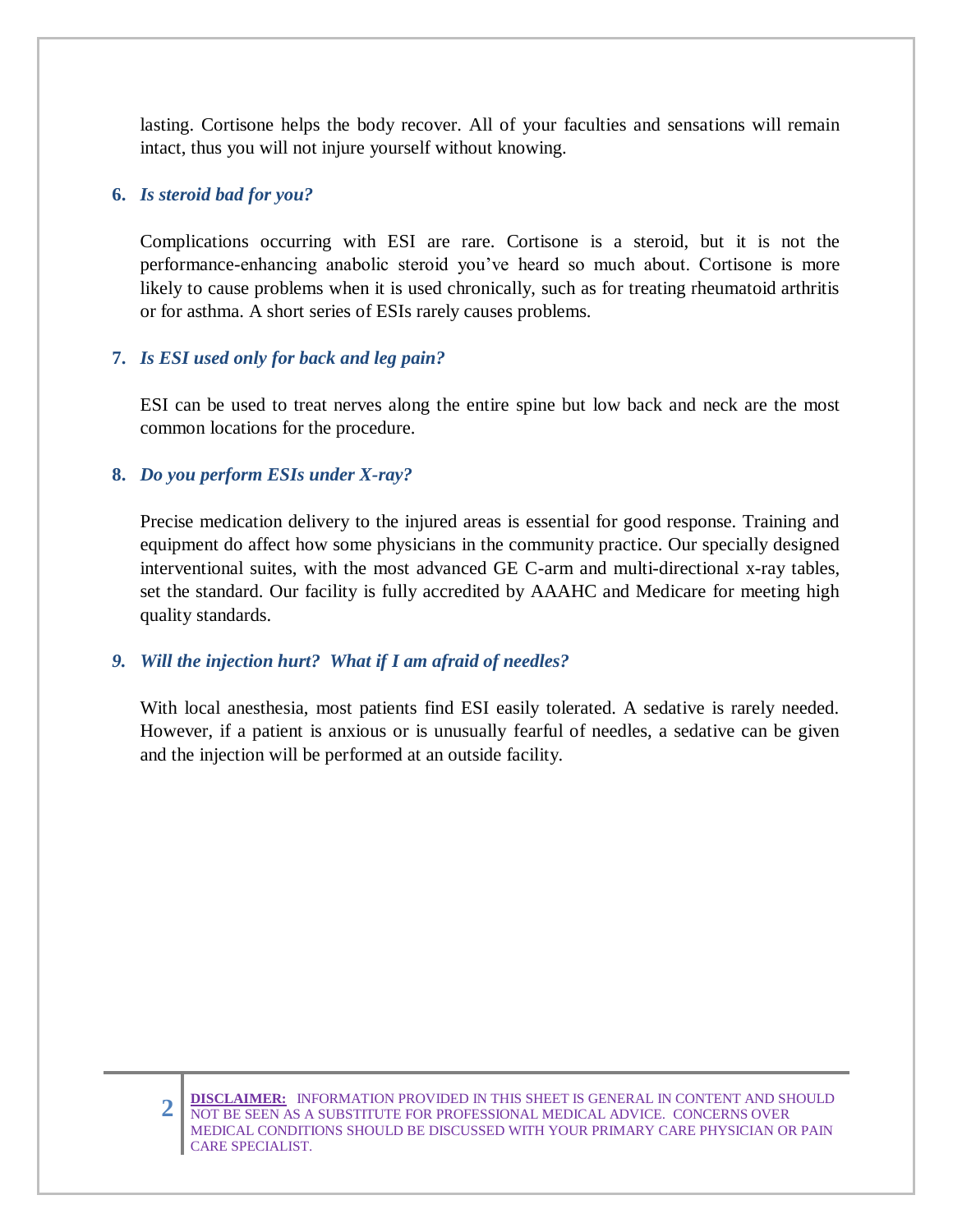lasting. Cortisone helps the body recover. All of your faculties and sensations will remain intact, thus you will not injure yourself without knowing.

6. ***Is steroid bad for you?***

   Complications occurring with ESI are rare. Cortisone is a steroid, but it is not the performance-enhancing anabolic steroid you've heard so much about. Cortisone is more likely to cause problems when it is used chronically, such as for treating rheumatoid arthritis or for asthma. A short series of ESIs rarely causes problems.

7. ***Is ESI used only for back and leg pain?***

   ESI can be used to treat nerves along the entire spine but low back and neck are the most common locations for the procedure.

8. ***Do you perform ESIs under X-ray?***

   Precise medication delivery to the injured areas is essential for good response. Training and equipment do affect how some physicians in the community practice. Our specially designed interventional suites, with the most advanced GE C-arm and multi-directional x-ray tables, set the standard. Our facility is fully accredited by AAAHC and Medicare for meeting high quality standards.

9. ***Will the injection hurt? What if I am afraid of needles?***

   With local anesthesia, most patients find ESI easily tolerated. A sedative is rarely needed. However, if a patient is anxious or is unusually fearful of needles, a sedative can be given and the injection will be performed at an outside facility.

**DISCLAIMER:** INFORMATION PROVIDED IN THIS SHEET IS GENERAL IN CONTENT AND SHOULD NOT BE SEEN AS A SUBSTITUTE FOR PROFESSIONAL MEDICAL ADVICE. CONCERNS OVER MEDICAL CONDITIONS SHOULD BE DISCUSSED WITH YOUR PRIMARY CARE PHYSICIAN OR PAIN CARE SPECIALIST.